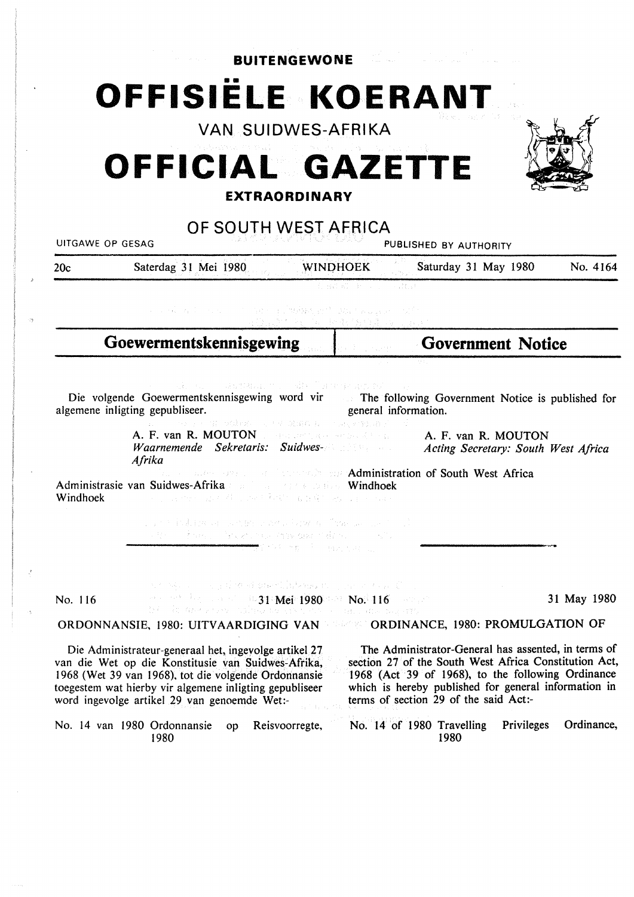**BUITENGEWONE**

# OFFISIËLE KOERANT

VAN SUIDWES-AFRIKA

# OFFICIAL GAZETTE

**EXTRAORDINARY**

OF SOUTH WEST AFRICA

UITGAWE OP GESAG — PUBLISHED BY AUTHORITY

20c — Saterdag 31 Mei 1980 — WINDHOEK — Saturday 31 May 1980 — No. 4164

## Goewermentskennisgewing

Die volgende Goewermentskennisgewing word vir algemene inligting gepubliseer.

A. F. van R. MOUTON
*Waarnemende Sekretaris: Suidwes-Afrika*

Administrasie van Suidwes-Afrika
Windhoek

No. 116 — 31 Mei 1980

ORDONNANSIE, 1980: UITVAARDIGING VAN

Die Administrateur-generaal het, ingevolge artikel 27 van die Wet op die Konstitusie van Suidwes-Afrika, 1968 (Wet 39 van 1968), tot die volgende Ordonnansie toegestem wat hierby vir algemene inligting gepubliseer word ingevolge artikel 29 van genoemde Wet:-

No. 14 van 1980 Ordonnansie op Reisvoorregte, 1980

## Government Notice

The following Government Notice is published for general information.

A. F. van R. MOUTON
*Acting Secretary: South West Africa*

Administration of South West Africa
Windhoek

No. 116 — 31 May 1980

ORDINANCE, 1980: PROMULGATION OF

The Administrator-General has assented, in terms of section 27 of the South West Africa Constitution Act, 1968 (Act 39 of 1968), to the following Ordinance which is hereby published for general information in terms of section 29 of the said Act:-

No. 14 of 1980 Travelling Privileges Ordinance, 1980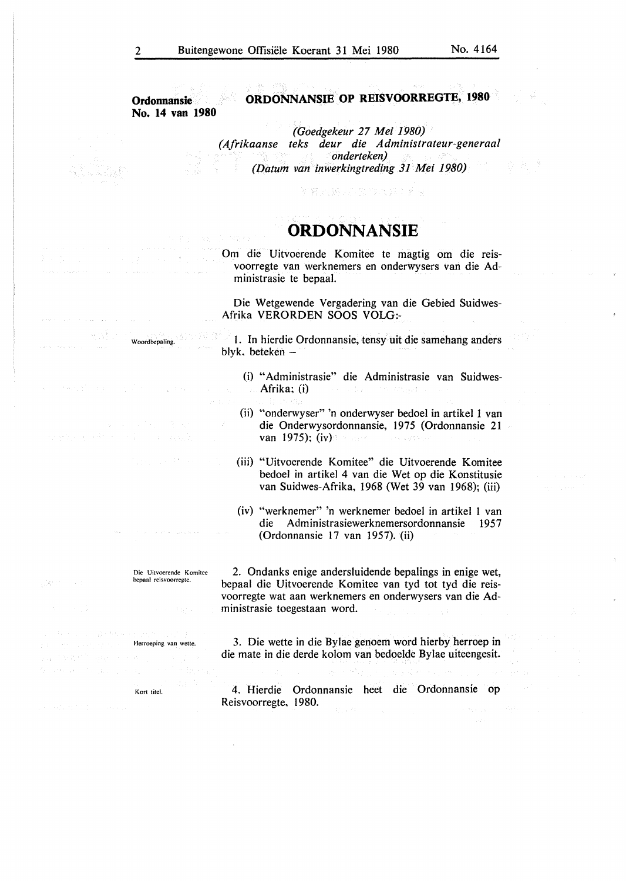**Ordonnansie No. 14 van 1980**

## ORDONNANSIE OP REISVOORREGTE, 1980

*(Goedgekeur 27 Mei 1980)*
*(Afrikaanse teks deur die Administrateur-generaal onderteken)*
*(Datum van inwerkingtreding 31 Mei 1980)*

# ORDONNANSIE

Om die Uitvoerende Komitee te magtig om die reisvoorregte van werknemers en onderwysers van die Administrasie te bepaal.

Die Wetgewende Vergadering van die Gebied Suidwes-Afrika VERORDEN SOOS VOLG:-

Woordbepaling.

1. In hierdie Ordonnansie, tensy uit die samehang anders blyk, beteken –

   (i) "Administrasie" die Administrasie van Suidwes-Afrika; (i)

   (ii) "onderwyser" 'n onderwyser bedoel in artikel 1 van die Onderwysordonnansie, 1975 (Ordonnansie 21 van 1975); (iv)

   (iii) "Uitvoerende Komitee" die Uitvoerende Komitee bedoel in artikel 4 van die Wet op die Konstitusie van Suidwes-Afrika, 1968 (Wet 39 van 1968); (iii)

   (iv) "werknemer" 'n werknemer bedoel in artikel 1 van die Administrasiewerknemersordonnansie 1957 (Ordonnansie 17 van 1957). (ii)

Die Uitvoerende Komitee bepaal reisvoorregte.

2. Ondanks enige andersluidende bepalings in enige wet, bepaal die Uitvoerende Komitee van tyd tot tyd die reisvoorregte wat aan werknemers en onderwysers van die Administrasie toegestaan word.

Herroeping van wette.

3. Die wette in die Bylae genoem word hierby herroep in die mate in die derde kolom van bedoelde Bylae uiteengesit.

Kort titel.

4. Hierdie Ordonnansie heet die Ordonnansie op Reisvoorregte, 1980.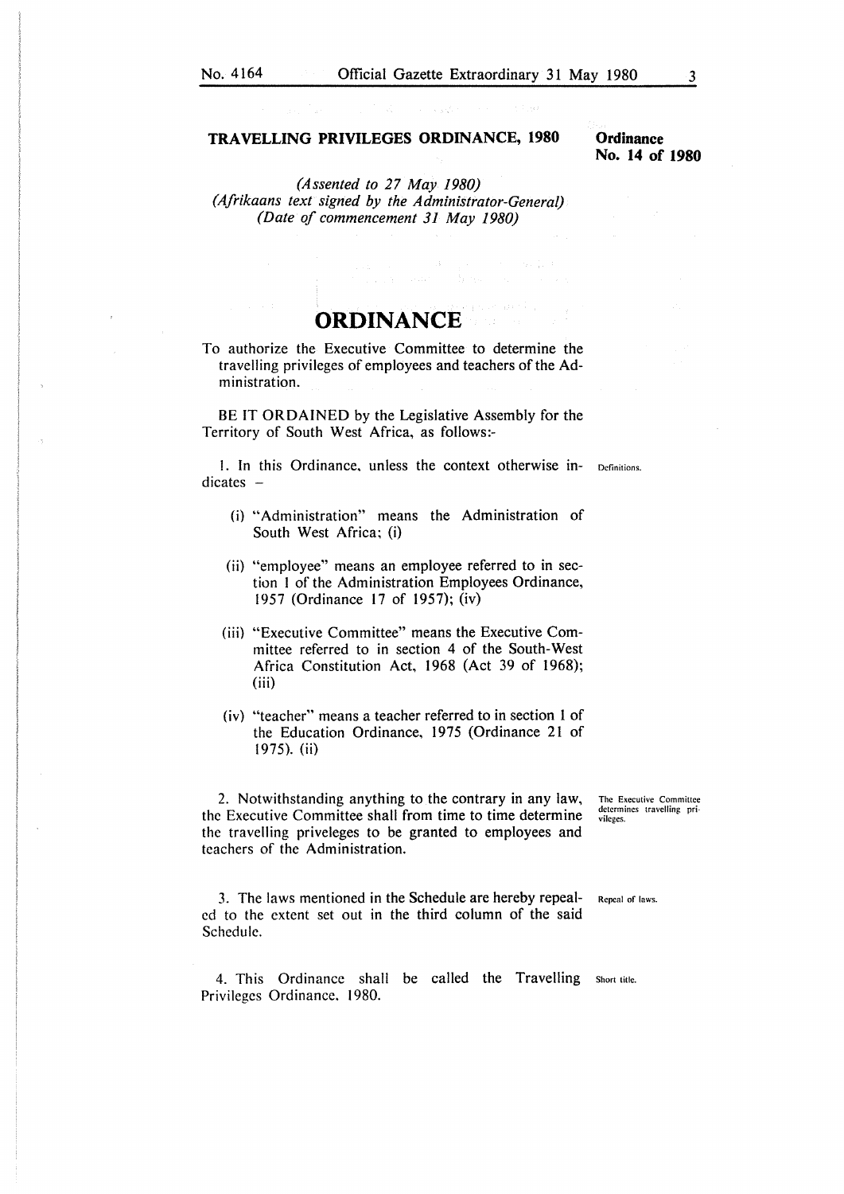## TRAVELLING PRIVILEGES ORDINANCE, 1980

**Ordinance No. 14 of 1980**

*(Assented to 27 May 1980)*
*(Afrikaans text signed by the Administrator-General)*
*(Date of commencement 31 May 1980)*

# ORDINANCE

To authorize the Executive Committee to determine the travelling privileges of employees and teachers of the Administration.

BE IT ORDAINED by the Legislative Assembly for the Territory of South West Africa, as follows:-

Definitions.

1. In this Ordinance, unless the context otherwise indicates –

   (i) "Administration" means the Administration of South West Africa; (i)

   (ii) "employee" means an employee referred to in section 1 of the Administration Employees Ordinance, 1957 (Ordinance 17 of 1957); (iv)

   (iii) "Executive Committee" means the Executive Committee referred to in section 4 of the South-West Africa Constitution Act, 1968 (Act 39 of 1968); (iii)

   (iv) "teacher" means a teacher referred to in section 1 of the Education Ordinance, 1975 (Ordinance 21 of 1975). (ii)

The Executive Committee determines travelling privileges.

2. Notwithstanding anything to the contrary in any law, the Executive Committee shall from time to time determine the travelling priveleges to be granted to employees and teachers of the Administration.

Repeal of laws.

3. The laws mentioned in the Schedule are hereby repealed to the extent set out in the third column of the said Schedule.

Short title.

4. This Ordinance shall be called the Travelling Privileges Ordinance, 1980.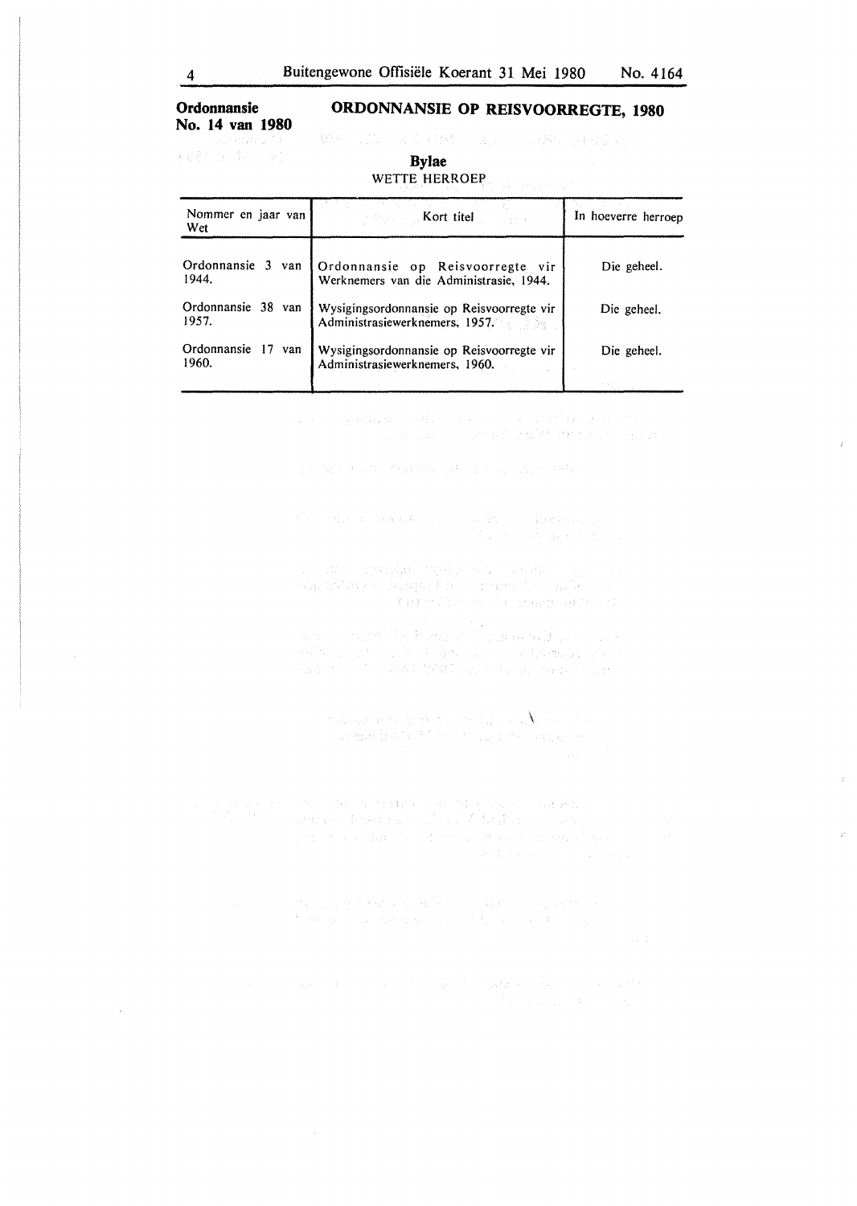**Ordonnansie No. 14 van 1980**

## ORDONNANSIE OP REISVOORREGTE, 1980

### Bylae

WETTE HERROEP

| Nommer en jaar van Wet | Kort titel | In hoeverre herroep |
|---|---|---|
| Ordonnansie 3 van 1944. | Ordonnansie op Reisvoorregte vir Werknemers van die Administrasie, 1944. | Die geheel. |
| Ordonnansie 38 van 1957. | Wysigingsordonnansie op Reisvoorregte vir Administrasiewerknemers, 1957. | Die geheel. |
| Ordonnansie 17 van 1960. | Wysigingsordonnansie op Reisvoorregte vir Administrasiewerknemers, 1960. | Die geheel. |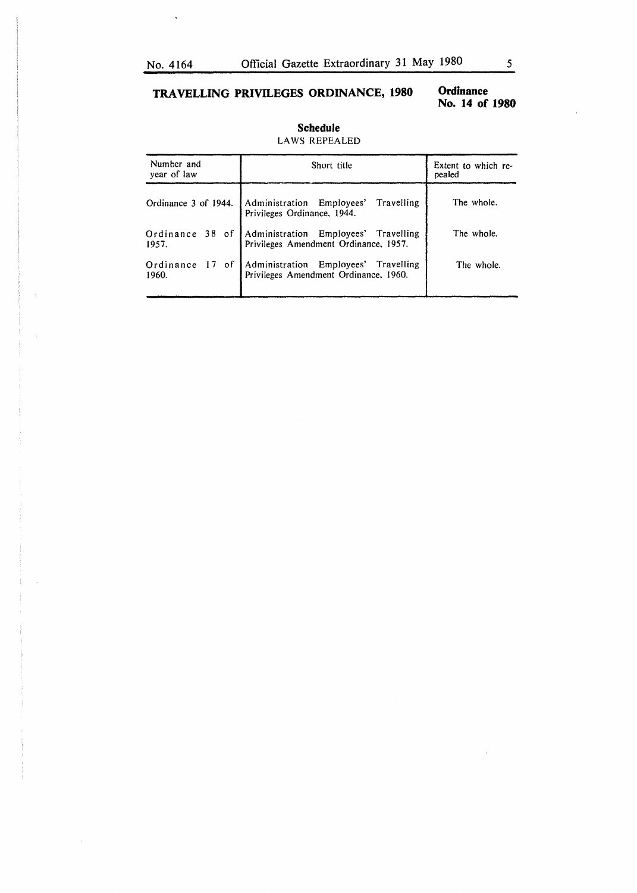## TRAVELLING PRIVILEGES ORDINANCE, 1980

**Ordinance No. 14 of 1980**

### Schedule

LAWS REPEALED

| Number and year of law | Short title | Extent to which repealed |
|---|---|---|
| Ordinance 3 of 1944. | Administration Employees' Travelling Privileges Ordinance, 1944. | The whole. |
| Ordinance 38 of 1957. | Administration Employees' Travelling Privileges Amendment Ordinance, 1957. | The whole. |
| Ordinance 17 of 1960. | Administration Employees' Travelling Privileges Amendment Ordinance, 1960. | The whole. |